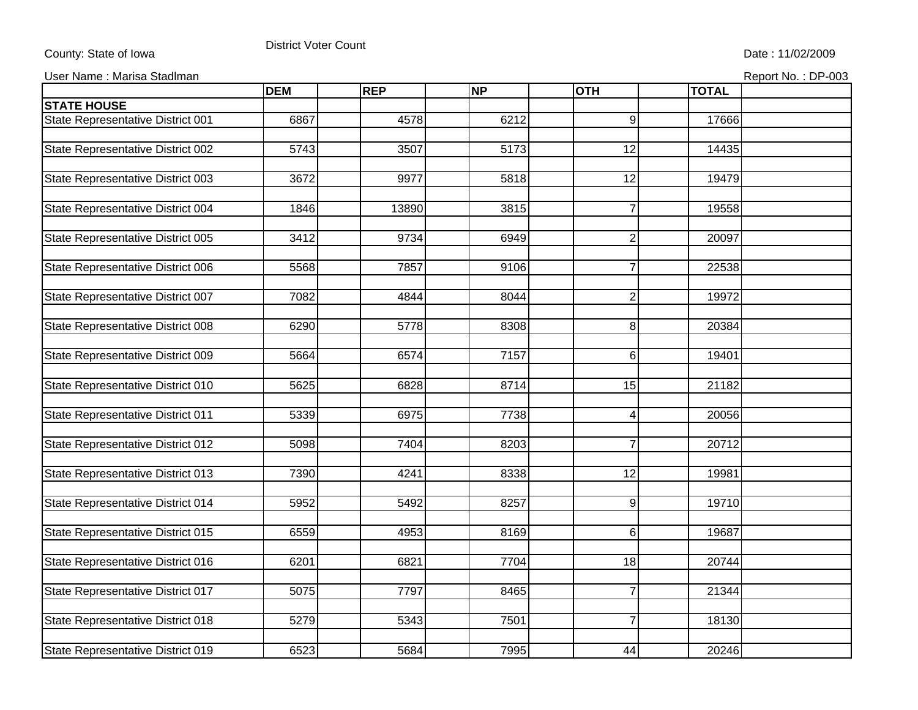District Voter Count

County: State of Iowa

Date : 11/02/2009

User Name : Marisa Stadlman

Report No. : DP-003

| | DEM | REP | NP | OTH | TOTAL |
|---|---|---|---|---|---|
| **STATE HOUSE** | | | | | |
| State Representative District 001 | 6867 | 4578 | 6212 | 9 | 17666 |
| State Representative District 002 | 5743 | 3507 | 5173 | 12 | 14435 |
| State Representative District 003 | 3672 | 9977 | 5818 | 12 | 19479 |
| State Representative District 004 | 1846 | 13890 | 3815 | 7 | 19558 |
| State Representative District 005 | 3412 | 9734 | 6949 | 2 | 20097 |
| State Representative District 006 | 5568 | 7857 | 9106 | 7 | 22538 |
| State Representative District 007 | 7082 | 4844 | 8044 | 2 | 19972 |
| State Representative District 008 | 6290 | 5778 | 8308 | 8 | 20384 |
| State Representative District 009 | 5664 | 6574 | 7157 | 6 | 19401 |
| State Representative District 010 | 5625 | 6828 | 8714 | 15 | 21182 |
| State Representative District 011 | 5339 | 6975 | 7738 | 4 | 20056 |
| State Representative District 012 | 5098 | 7404 | 8203 | 7 | 20712 |
| State Representative District 013 | 7390 | 4241 | 8338 | 12 | 19981 |
| State Representative District 014 | 5952 | 5492 | 8257 | 9 | 19710 |
| State Representative District 015 | 6559 | 4953 | 8169 | 6 | 19687 |
| State Representative District 016 | 6201 | 6821 | 7704 | 18 | 20744 |
| State Representative District 017 | 5075 | 7797 | 8465 | 7 | 21344 |
| State Representative District 018 | 5279 | 5343 | 7501 | 7 | 18130 |
| State Representative District 019 | 6523 | 5684 | 7995 | 44 | 20246 |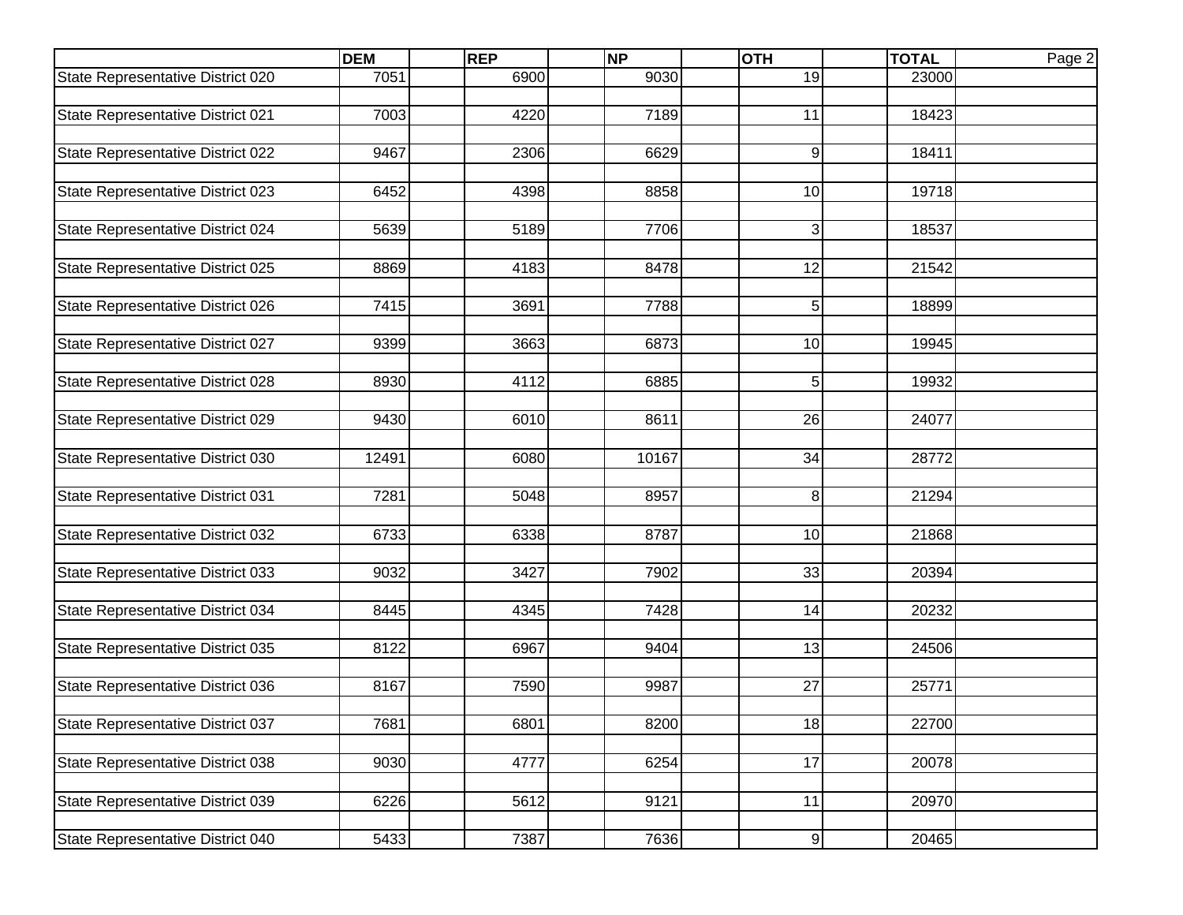| | DEM | REP | NP | OTH | TOTAL |
|---|---|---|---|---|---|
| State Representative District 020 | 7051 | 6900 | 9030 | 19 | 23000 |
| State Representative District 021 | 7003 | 4220 | 7189 | 11 | 18423 |
| State Representative District 022 | 9467 | 2306 | 6629 | 9 | 18411 |
| State Representative District 023 | 6452 | 4398 | 8858 | 10 | 19718 |
| State Representative District 024 | 5639 | 5189 | 7706 | 3 | 18537 |
| State Representative District 025 | 8869 | 4183 | 8478 | 12 | 21542 |
| State Representative District 026 | 7415 | 3691 | 7788 | 5 | 18899 |
| State Representative District 027 | 9399 | 3663 | 6873 | 10 | 19945 |
| State Representative District 028 | 8930 | 4112 | 6885 | 5 | 19932 |
| State Representative District 029 | 9430 | 6010 | 8611 | 26 | 24077 |
| State Representative District 030 | 12491 | 6080 | 10167 | 34 | 28772 |
| State Representative District 031 | 7281 | 5048 | 8957 | 8 | 21294 |
| State Representative District 032 | 6733 | 6338 | 8787 | 10 | 21868 |
| State Representative District 033 | 9032 | 3427 | 7902 | 33 | 20394 |
| State Representative District 034 | 8445 | 4345 | 7428 | 14 | 20232 |
| State Representative District 035 | 8122 | 6967 | 9404 | 13 | 24506 |
| State Representative District 036 | 8167 | 7590 | 9987 | 27 | 25771 |
| State Representative District 037 | 7681 | 6801 | 8200 | 18 | 22700 |
| State Representative District 038 | 9030 | 4777 | 6254 | 17 | 20078 |
| State Representative District 039 | 6226 | 5612 | 9121 | 11 | 20970 |
| State Representative District 040 | 5433 | 7387 | 7636 | 9 | 20465 |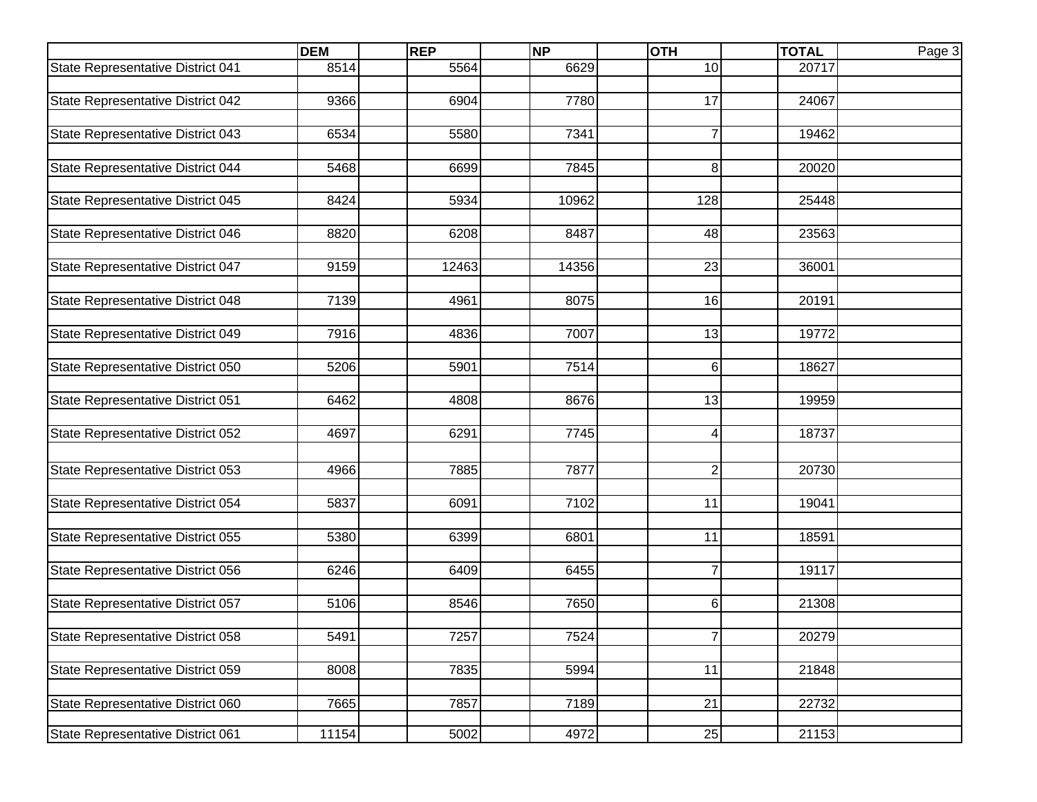| | DEM | REP | NP | OTH | TOTAL |
|---|---|---|---|---|---|
| State Representative District 041 | 8514 | 5564 | 6629 | 10 | 20717 |
| State Representative District 042 | 9366 | 6904 | 7780 | 17 | 24067 |
| State Representative District 043 | 6534 | 5580 | 7341 | 7 | 19462 |
| State Representative District 044 | 5468 | 6699 | 7845 | 8 | 20020 |
| State Representative District 045 | 8424 | 5934 | 10962 | 128 | 25448 |
| State Representative District 046 | 8820 | 6208 | 8487 | 48 | 23563 |
| State Representative District 047 | 9159 | 12463 | 14356 | 23 | 36001 |
| State Representative District 048 | 7139 | 4961 | 8075 | 16 | 20191 |
| State Representative District 049 | 7916 | 4836 | 7007 | 13 | 19772 |
| State Representative District 050 | 5206 | 5901 | 7514 | 6 | 18627 |
| State Representative District 051 | 6462 | 4808 | 8676 | 13 | 19959 |
| State Representative District 052 | 4697 | 6291 | 7745 | 4 | 18737 |
| State Representative District 053 | 4966 | 7885 | 7877 | 2 | 20730 |
| State Representative District 054 | 5837 | 6091 | 7102 | 11 | 19041 |
| State Representative District 055 | 5380 | 6399 | 6801 | 11 | 18591 |
| State Representative District 056 | 6246 | 6409 | 6455 | 7 | 19117 |
| State Representative District 057 | 5106 | 8546 | 7650 | 6 | 21308 |
| State Representative District 058 | 5491 | 7257 | 7524 | 7 | 20279 |
| State Representative District 059 | 8008 | 7835 | 5994 | 11 | 21848 |
| State Representative District 060 | 7665 | 7857 | 7189 | 21 | 22732 |
| State Representative District 061 | 11154 | 5002 | 4972 | 25 | 21153 |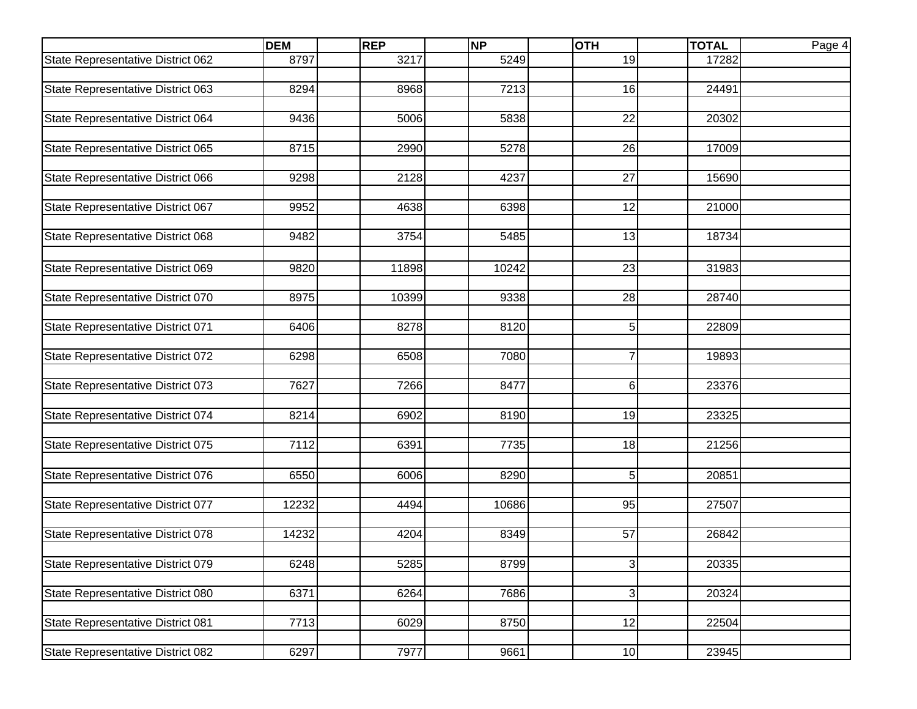| | DEM | REP | NP | OTH | TOTAL |
|---|---|---|---|---|---|
| State Representative District 062 | 8797 | 3217 | 5249 | 19 | 17282 |
| State Representative District 063 | 8294 | 8968 | 7213 | 16 | 24491 |
| State Representative District 064 | 9436 | 5006 | 5838 | 22 | 20302 |
| State Representative District 065 | 8715 | 2990 | 5278 | 26 | 17009 |
| State Representative District 066 | 9298 | 2128 | 4237 | 27 | 15690 |
| State Representative District 067 | 9952 | 4638 | 6398 | 12 | 21000 |
| State Representative District 068 | 9482 | 3754 | 5485 | 13 | 18734 |
| State Representative District 069 | 9820 | 11898 | 10242 | 23 | 31983 |
| State Representative District 070 | 8975 | 10399 | 9338 | 28 | 28740 |
| State Representative District 071 | 6406 | 8278 | 8120 | 5 | 22809 |
| State Representative District 072 | 6298 | 6508 | 7080 | 7 | 19893 |
| State Representative District 073 | 7627 | 7266 | 8477 | 6 | 23376 |
| State Representative District 074 | 8214 | 6902 | 8190 | 19 | 23325 |
| State Representative District 075 | 7112 | 6391 | 7735 | 18 | 21256 |
| State Representative District 076 | 6550 | 6006 | 8290 | 5 | 20851 |
| State Representative District 077 | 12232 | 4494 | 10686 | 95 | 27507 |
| State Representative District 078 | 14232 | 4204 | 8349 | 57 | 26842 |
| State Representative District 079 | 6248 | 5285 | 8799 | 3 | 20335 |
| State Representative District 080 | 6371 | 6264 | 7686 | 3 | 20324 |
| State Representative District 081 | 7713 | 6029 | 8750 | 12 | 22504 |
| State Representative District 082 | 6297 | 7977 | 9661 | 10 | 23945 |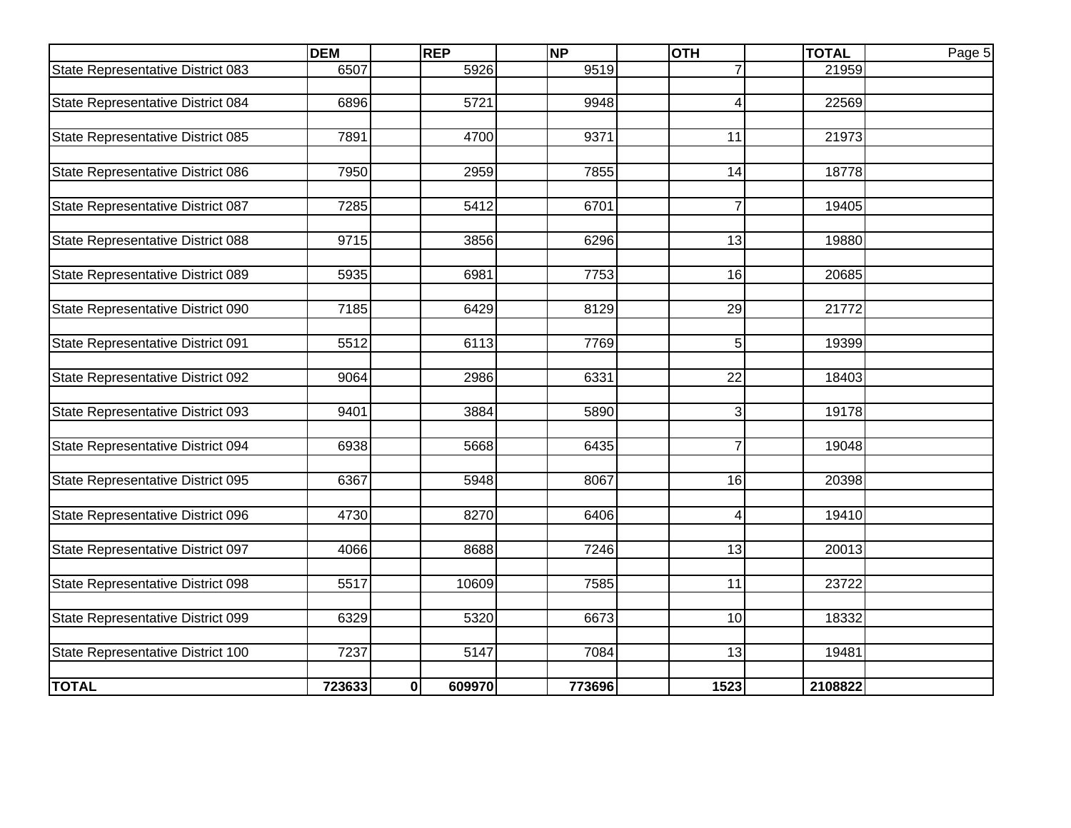| | DEM | | REP | | NP | | OTH | | TOTAL | |
|---|---|---|---|---|---|---|---|---|---|---|
| State Representative District 083 | 6507 | | 5926 | | 9519 | | 7 | | 21959 | |
| State Representative District 084 | 6896 | | 5721 | | 9948 | | 4 | | 22569 | |
| State Representative District 085 | 7891 | | 4700 | | 9371 | | 11 | | 21973 | |
| State Representative District 086 | 7950 | | 2959 | | 7855 | | 14 | | 18778 | |
| State Representative District 087 | 7285 | | 5412 | | 6701 | | 7 | | 19405 | |
| State Representative District 088 | 9715 | | 3856 | | 6296 | | 13 | | 19880 | |
| State Representative District 089 | 5935 | | 6981 | | 7753 | | 16 | | 20685 | |
| State Representative District 090 | 7185 | | 6429 | | 8129 | | 29 | | 21772 | |
| State Representative District 091 | 5512 | | 6113 | | 7769 | | 5 | | 19399 | |
| State Representative District 092 | 9064 | | 2986 | | 6331 | | 22 | | 18403 | |
| State Representative District 093 | 9401 | | 3884 | | 5890 | | 3 | | 19178 | |
| State Representative District 094 | 6938 | | 5668 | | 6435 | | 7 | | 19048 | |
| State Representative District 095 | 6367 | | 5948 | | 8067 | | 16 | | 20398 | |
| State Representative District 096 | 4730 | | 8270 | | 6406 | | 4 | | 19410 | |
| State Representative District 097 | 4066 | | 8688 | | 7246 | | 13 | | 20013 | |
| State Representative District 098 | 5517 | | 10609 | | 7585 | | 11 | | 23722 | |
| State Representative District 099 | 6329 | | 5320 | | 6673 | | 10 | | 18332 | |
| State Representative District 100 | 7237 | | 5147 | | 7084 | | 13 | | 19481 | |
| **TOTAL** | **723633** | **0** | **609970** | | **773696** | | **1523** | | **2108822** | |